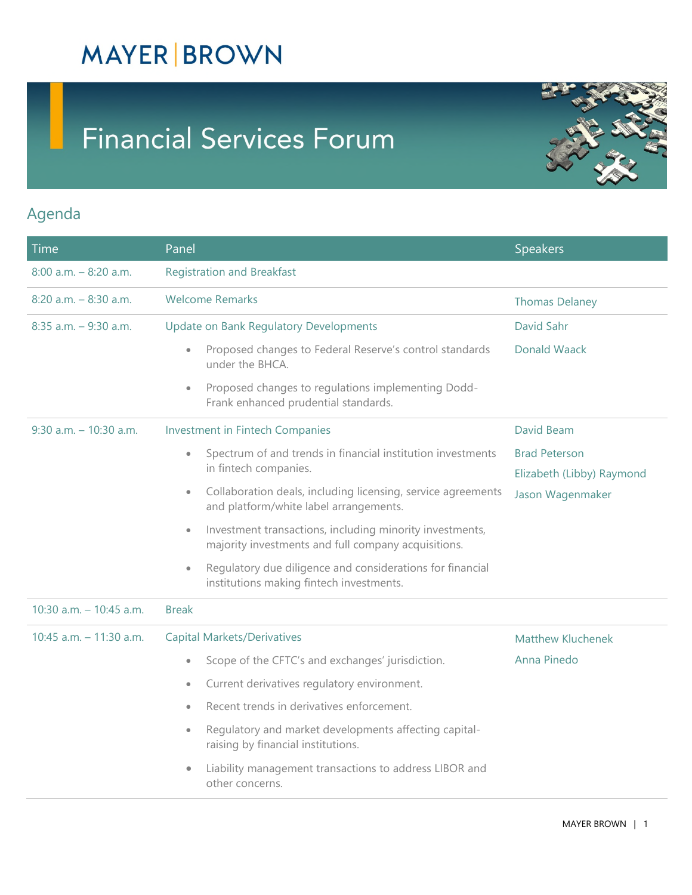MAYER | BROWN

# Financial Services Forum

## Agenda

| Time | Panel | Speakers |
|---|---|---|
| 8:00 a.m. – 8:20 a.m. | Registration and Breakfast | |
| 8:20 a.m. – 8:30 a.m. | Welcome Remarks | Thomas Delaney |
| 8:35 a.m. – 9:30 a.m. | Update on Bank Regulatory Developments<br>• Proposed changes to Federal Reserve's control standards under the BHCA.<br>• Proposed changes to regulations implementing Dodd-Frank enhanced prudential standards. | David Sahr<br>Donald Waack |
| 9:30 a.m. – 10:30 a.m. | Investment in Fintech Companies<br>• Spectrum of and trends in financial institution investments in fintech companies.<br>• Collaboration deals, including licensing, service agreements and platform/white label arrangements.<br>• Investment transactions, including minority investments, majority investments and full company acquisitions.<br>• Regulatory due diligence and considerations for financial institutions making fintech investments. | David Beam<br>Brad Peterson<br>Elizabeth (Libby) Raymond<br>Jason Wagenmaker |
| 10:30 a.m. – 10:45 a.m. | Break | |
| 10:45 a.m. – 11:30 a.m. | Capital Markets/Derivatives<br>• Scope of the CFTC's and exchanges' jurisdiction.<br>• Current derivatives regulatory environment.<br>• Recent trends in derivatives enforcement.<br>• Regulatory and market developments affecting capital-raising by financial institutions.<br>• Liability management transactions to address LIBOR and other concerns. | Matthew Kluchenek<br>Anna Pinedo |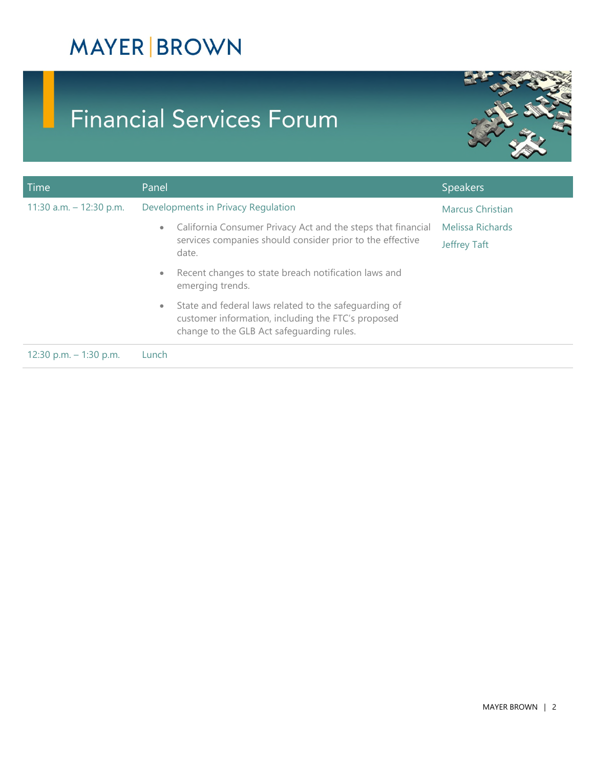# MAYER | BROWN

## Financial Services Forum

| Time | Panel | Speakers |
|---|---|---|
| 11:30 a.m. – 12:30 p.m. | Developments in Privacy Regulation<br>• California Consumer Privacy Act and the steps that financial services companies should consider prior to the effective date.<br>• Recent changes to state breach notification laws and emerging trends.<br>• State and federal laws related to the safeguarding of customer information, including the FTC's proposed change to the GLB Act safeguarding rules. | Marcus Christian<br>Melissa Richards<br>Jeffrey Taft |
| 12:30 p.m. – 1:30 p.m. | Lunch | |